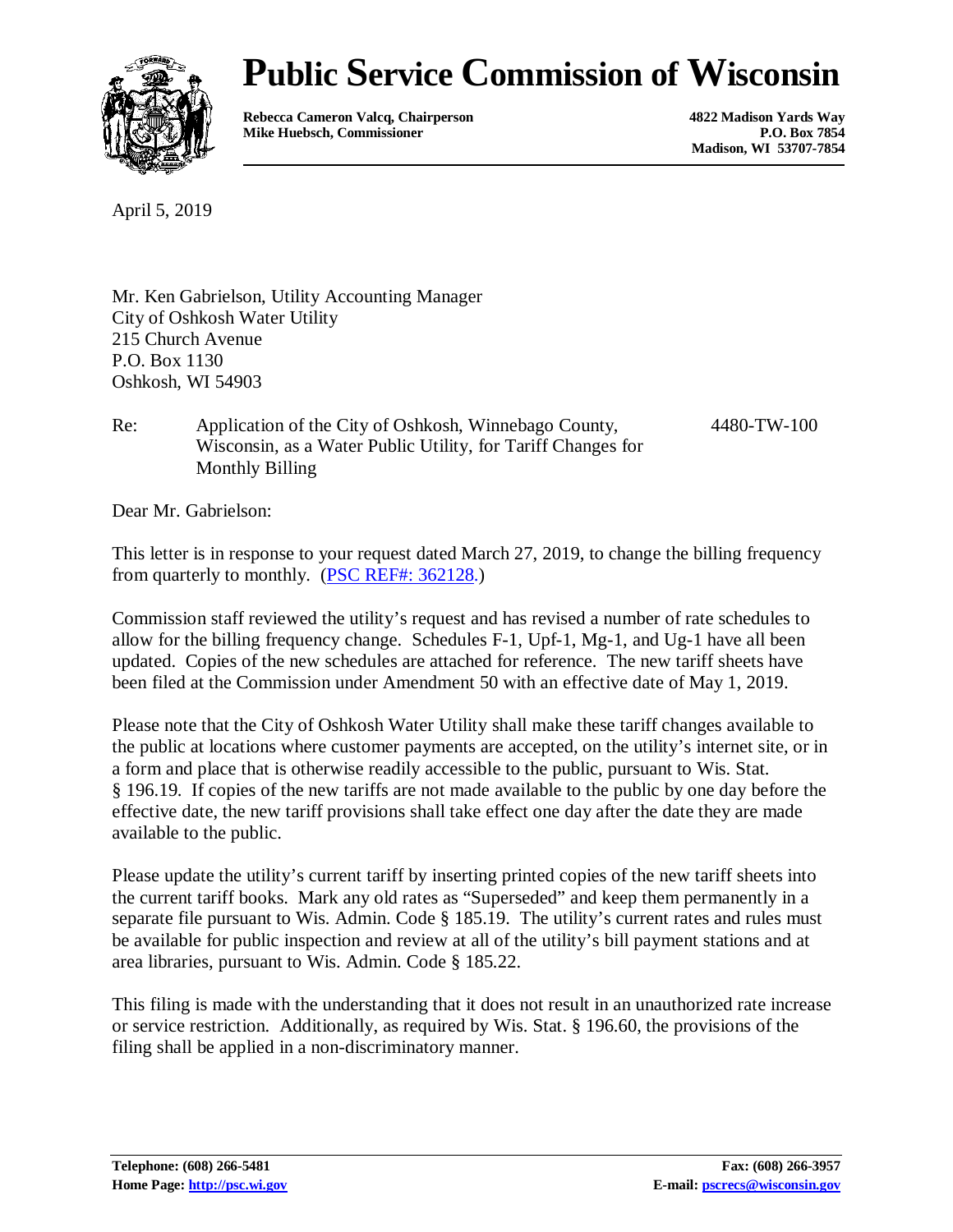# Public Service Commission of Wisconsin

**Rebecca Cameron Valcq, Chairperson**
**Mike Huebsch, Commissioner**

**4822 Madison Yards Way**
**P.O. Box 7854**
**Madison, WI 53707-7854**

April 5, 2019

Mr. Ken Gabrielson, Utility Accounting Manager
City of Oshkosh Water Utility
215 Church Avenue
P.O. Box 1130
Oshkosh, WI 54903

Re: Application of the City of Oshkosh, Winnebago County, Wisconsin, as a Water Public Utility, for Tariff Changes for Monthly Billing — 4480-TW-100

Dear Mr. Gabrielson:

This letter is in response to your request dated March 27, 2019, to change the billing frequency from quarterly to monthly. ([PSC REF#: 362128](PSC REF#: 362128).)

Commission staff reviewed the utility's request and has revised a number of rate schedules to allow for the billing frequency change. Schedules F-1, Upf-1, Mg-1, and Ug-1 have all been updated. Copies of the new schedules are attached for reference. The new tariff sheets have been filed at the Commission under Amendment 50 with an effective date of May 1, 2019.

Please note that the City of Oshkosh Water Utility shall make these tariff changes available to the public at locations where customer payments are accepted, on the utility's internet site, or in a form and place that is otherwise readily accessible to the public, pursuant to Wis. Stat. § 196.19. If copies of the new tariffs are not made available to the public by one day before the effective date, the new tariff provisions shall take effect one day after the date they are made available to the public.

Please update the utility's current tariff by inserting printed copies of the new tariff sheets into the current tariff books. Mark any old rates as "Superseded" and keep them permanently in a separate file pursuant to Wis. Admin. Code § 185.19. The utility's current rates and rules must be available for public inspection and review at all of the utility's bill payment stations and at area libraries, pursuant to Wis. Admin. Code § 185.22.

This filing is made with the understanding that it does not result in an unauthorized rate increase or service restriction. Additionally, as required by Wis. Stat. § 196.60, the provisions of the filing shall be applied in a non-discriminatory manner.

**Telephone: (608) 266-5481**
**Home Page: [http://psc.wi.gov](http://psc.wi.gov)**

**Fax: (608) 266-3957**
**E-mail: [pscrecs@wisconsin.gov](mailto:pscrecs@wisconsin.gov)**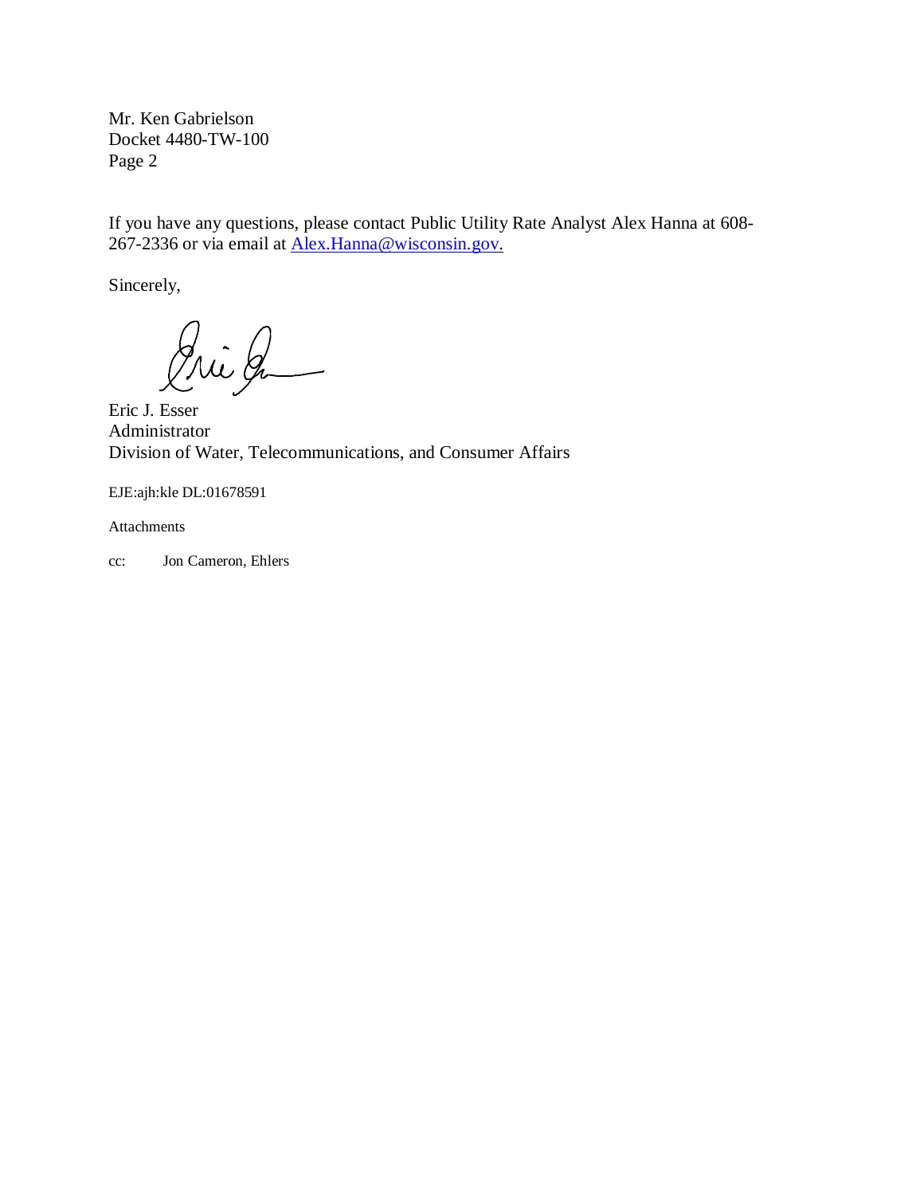Mr. Ken Gabrielson
Docket 4480-TW-100

If you have any questions, please contact Public Utility Rate Analyst Alex Hanna at 608-267-2336 or via email at Alex.Hanna@wisconsin.gov.

Sincerely,

Eric J. Esser
Administrator
Division of Water, Telecommunications, and Consumer Affairs

EJE:ajh:kle DL:01678591

Attachments

cc: Jon Cameron, Ehlers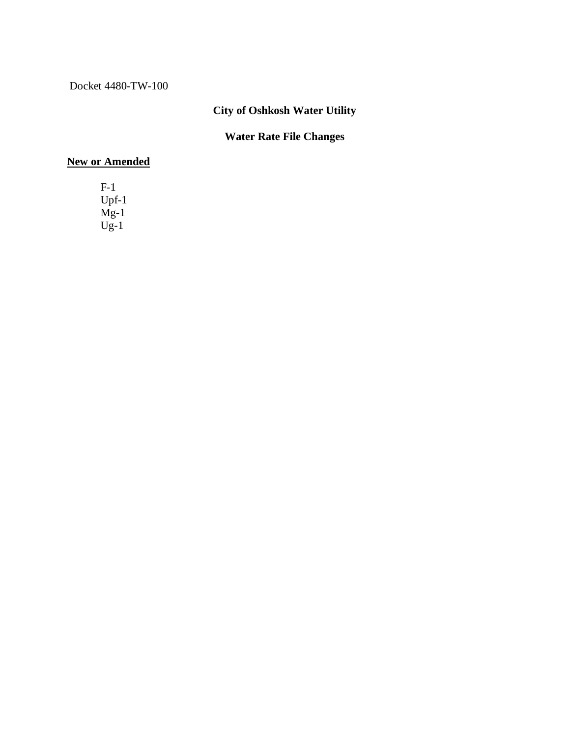Docket 4480-TW-100

# City of Oshkosh Water Utility

## Water Rate File Changes

**New or Amended**

F-1
Upf-1
Mg-1
Ug-1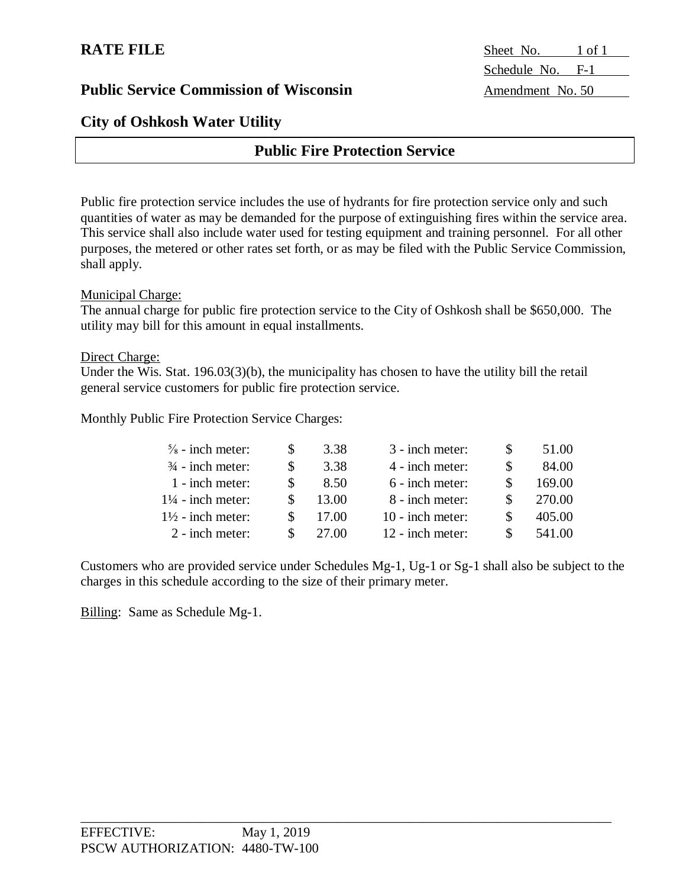**RATE FILE**

Sheet No. 1 of 1
Schedule No. F-1
Amendment No. 50

**Public Service Commission of Wisconsin**

**City of Oshkosh Water Utility**

## Public Fire Protection Service

Public fire protection service includes the use of hydrants for fire protection service only and such quantities of water as may be demanded for the purpose of extinguishing fires within the service area. This service shall also include water used for testing equipment and training personnel. For all other purposes, the metered or other rates set forth, or as may be filed with the Public Service Commission, shall apply.

Municipal Charge:
The annual charge for public fire protection service to the City of Oshkosh shall be $650,000. The utility may bill for this amount in equal installments.

Direct Charge:
Under the Wis. Stat. 196.03(3)(b), the municipality has chosen to have the utility bill the retail general service customers for public fire protection service.

Monthly Public Fire Protection Service Charges:

| Meter Size | Charge | Meter Size | Charge |
|---|---|---|---|
| ⅝ - inch meter: | $ 3.38 | 3 - inch meter: | $ 51.00 |
| ¾ - inch meter: | $ 3.38 | 4 - inch meter: | $ 84.00 |
| 1 - inch meter: | $ 8.50 | 6 - inch meter: | $ 169.00 |
| 1¼ - inch meter: | $ 13.00 | 8 - inch meter: | $ 270.00 |
| 1½ - inch meter: | $ 17.00 | 10 - inch meter: | $ 405.00 |
| 2 - inch meter: | $ 27.00 | 12 - inch meter: | $ 541.00 |

Customers who are provided service under Schedules Mg-1, Ug-1 or Sg-1 shall also be subject to the charges in this schedule according to the size of their primary meter.

Billing: Same as Schedule Mg-1.

EFFECTIVE: May 1, 2019
PSCW AUTHORIZATION: 4480-TW-100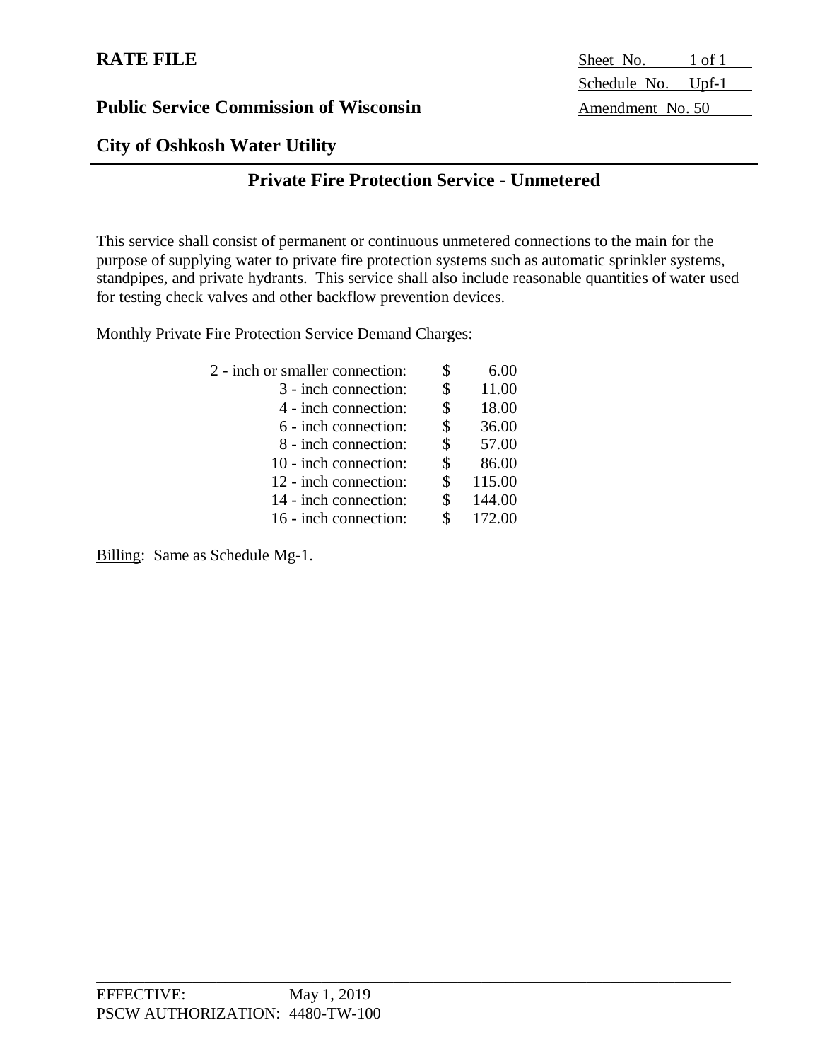**RATE FILE**

**Public Service Commission of Wisconsin**

**City of Oshkosh Water Utility**

Sheet No. 1 of 1
Schedule No. Upf-1
Amendment No. 50

## Private Fire Protection Service - Unmetered

This service shall consist of permanent or continuous unmetered connections to the main for the purpose of supplying water to private fire protection systems such as automatic sprinkler systems, standpipes, and private hydrants. This service shall also include reasonable quantities of water used for testing check valves and other backflow prevention devices.

Monthly Private Fire Protection Service Demand Charges:

| Connection | Charge |
|---|---|
| 2 - inch or smaller connection: | $ 6.00 |
| 3 - inch connection: | $ 11.00 |
| 4 - inch connection: | $ 18.00 |
| 6 - inch connection: | $ 36.00 |
| 8 - inch connection: | $ 57.00 |
| 10 - inch connection: | $ 86.00 |
| 12 - inch connection: | $ 115.00 |
| 14 - inch connection: | $ 144.00 |
| 16 - inch connection: | $ 172.00 |

Billing: Same as Schedule Mg-1.

EFFECTIVE: May 1, 2019
PSCW AUTHORIZATION: 4480-TW-100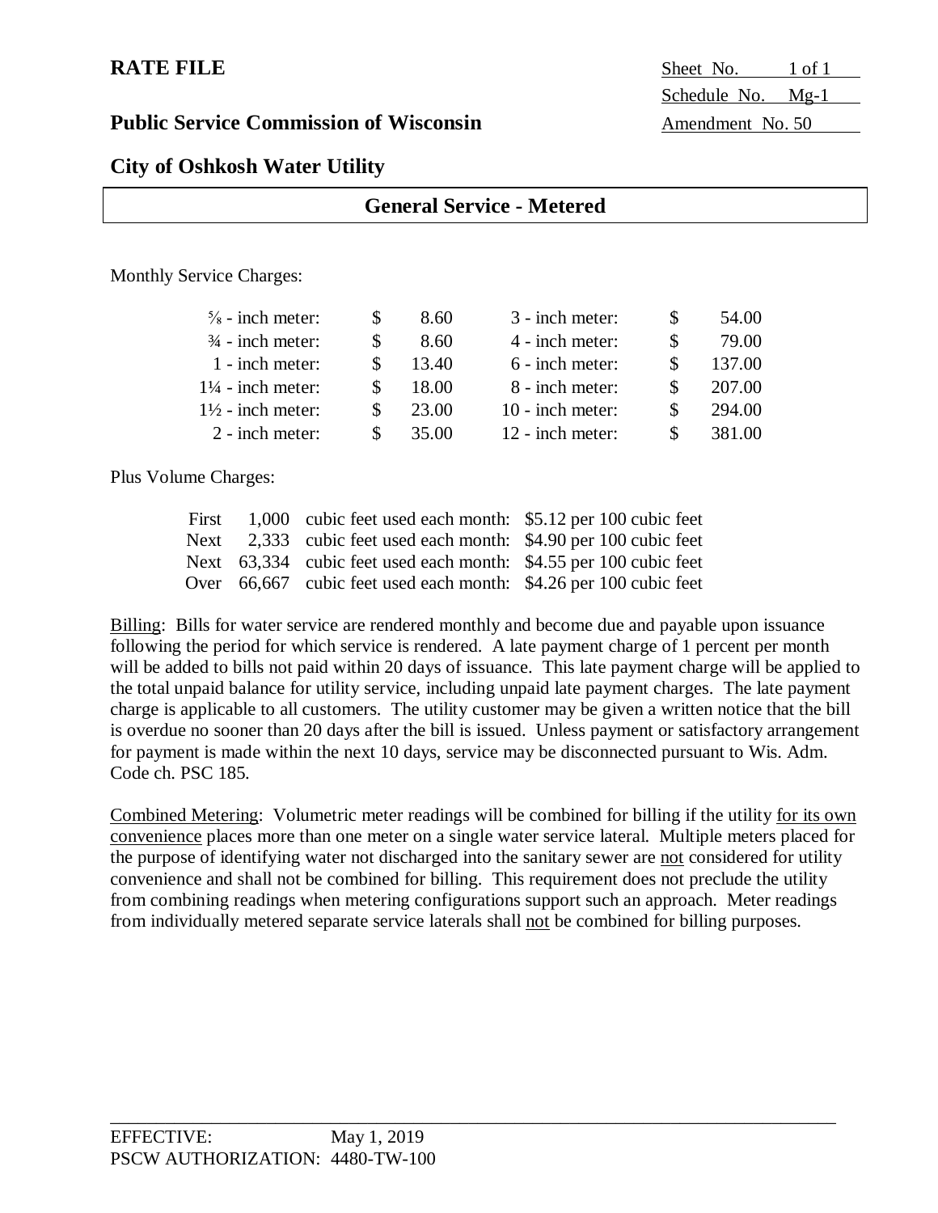**RATE FILE**

Sheet No. 1 of 1
Schedule No. Mg-1
Amendment No. 50

**Public Service Commission of Wisconsin**

**City of Oshkosh Water Utility**

## General Service - Metered

Monthly Service Charges:

| Meter | Charge | Meter | Charge |
|---|---|---|---|
| ⅝ - inch meter: | $ 8.60 | 3 - inch meter: | $ 54.00 |
| ¾ - inch meter: | $ 8.60 | 4 - inch meter: | $ 79.00 |
| 1 - inch meter: | $ 13.40 | 6 - inch meter: | $ 137.00 |
| 1¼ - inch meter: | $ 18.00 | 8 - inch meter: | $ 207.00 |
| 1½ - inch meter: | $ 23.00 | 10 - inch meter: | $ 294.00 |
| 2 - inch meter: | $ 35.00 | 12 - inch meter: | $ 381.00 |

Plus Volume Charges:

| | | | |
|---|---|---|---|
| First | 1,000 | cubic feet used each month: | $5.12 per 100 cubic feet |
| Next | 2,333 | cubic feet used each month: | $4.90 per 100 cubic feet |
| Next | 63,334 | cubic feet used each month: | $4.55 per 100 cubic feet |
| Over | 66,667 | cubic feet used each month: | $4.26 per 100 cubic feet |

Billing: Bills for water service are rendered monthly and become due and payable upon issuance following the period for which service is rendered. A late payment charge of 1 percent per month will be added to bills not paid within 20 days of issuance. This late payment charge will be applied to the total unpaid balance for utility service, including unpaid late payment charges. The late payment charge is applicable to all customers. The utility customer may be given a written notice that the bill is overdue no sooner than 20 days after the bill is issued. Unless payment or satisfactory arrangement for payment is made within the next 10 days, service may be disconnected pursuant to Wis. Adm. Code ch. PSC 185.

Combined Metering: Volumetric meter readings will be combined for billing if the utility for its own convenience places more than one meter on a single water service lateral. Multiple meters placed for the purpose of identifying water not discharged into the sanitary sewer are not considered for utility convenience and shall not be combined for billing. This requirement does not preclude the utility from combining readings when metering configurations support such an approach. Meter readings from individually metered separate service laterals shall not be combined for billing purposes.

EFFECTIVE: May 1, 2019
PSCW AUTHORIZATION: 4480-TW-100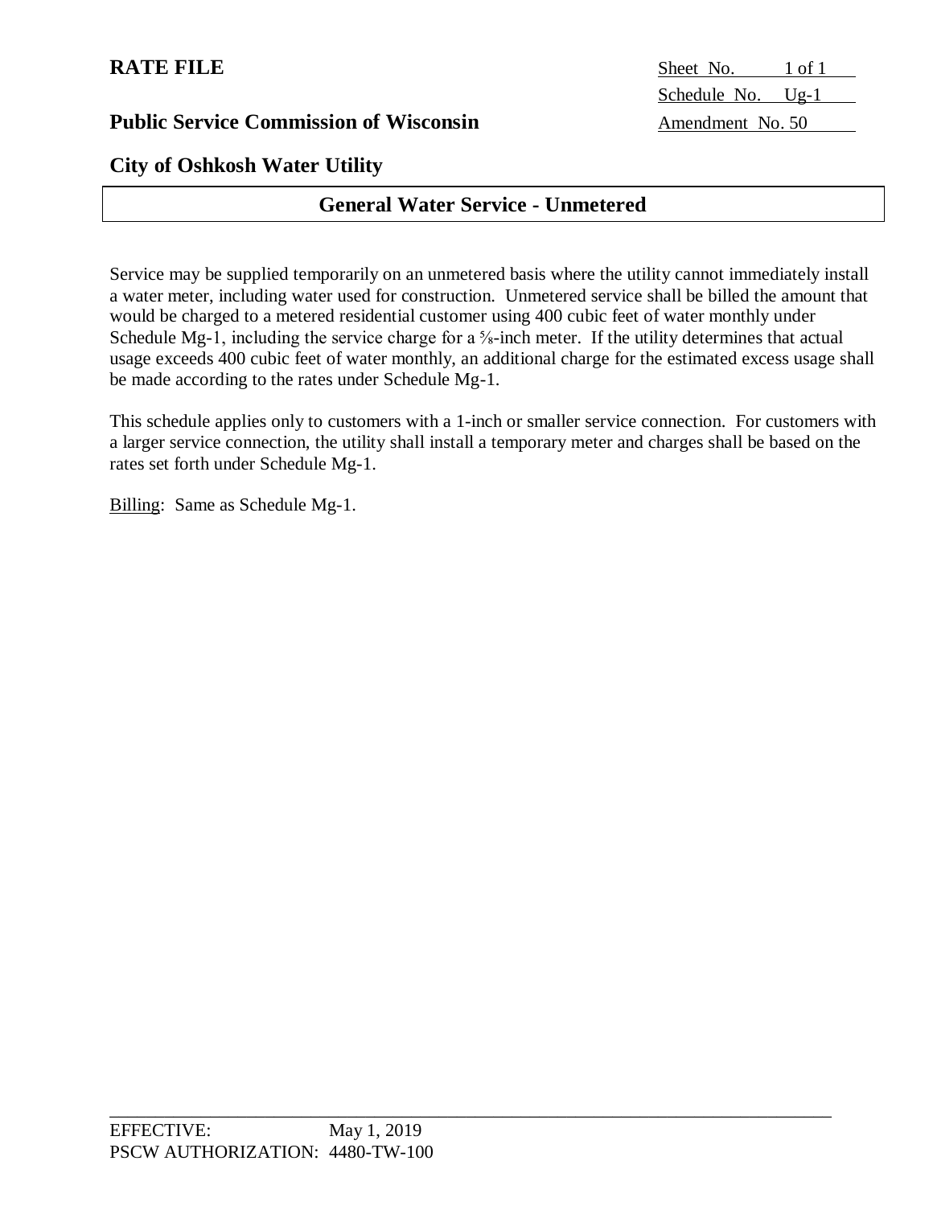**RATE FILE**

**Public Service Commission of Wisconsin**

Sheet No. 1 of 1
Schedule No. Ug-1
Amendment No. 50

**City of Oshkosh Water Utility**

## General Water Service - Unmetered

Service may be supplied temporarily on an unmetered basis where the utility cannot immediately install a water meter, including water used for construction. Unmetered service shall be billed the amount that would be charged to a metered residential customer using 400 cubic feet of water monthly under Schedule Mg-1, including the service charge for a ⅝-inch meter. If the utility determines that actual usage exceeds 400 cubic feet of water monthly, an additional charge for the estimated excess usage shall be made according to the rates under Schedule Mg-1.

This schedule applies only to customers with a 1-inch or smaller service connection. For customers with a larger service connection, the utility shall install a temporary meter and charges shall be based on the rates set forth under Schedule Mg-1.

Billing: Same as Schedule Mg-1.

EFFECTIVE: May 1, 2019
PSCW AUTHORIZATION: 4480-TW-100